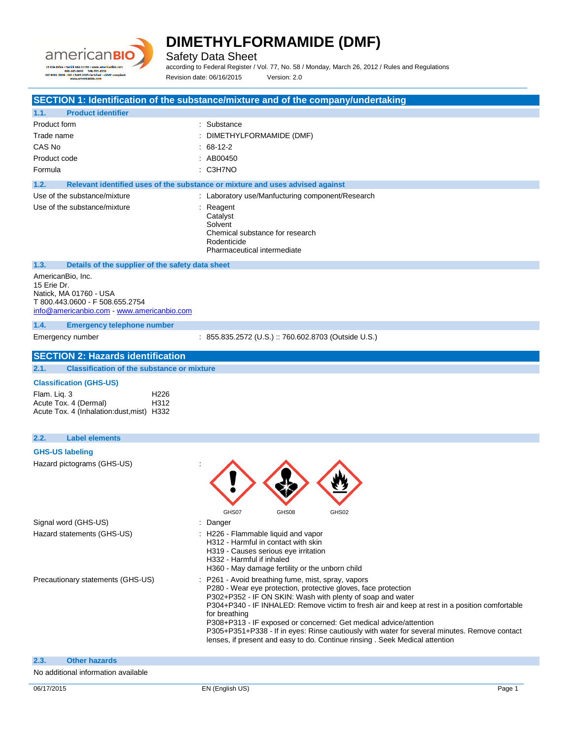# DIMETHYLFORMAMIDE (DMF)

Safety Data Sheet

according to Federal Register / Vol. 77, No. 58 / Monday, March 26, 2012 / Rules and Regulations

Revision date: 06/16/2015 Version: 2.0

## SECTION 1: Identification of the substance/mixture and of the company/undertaking

### 1.1. Product identifier

| | |
|---|---|
| Product form | : Substance |
| Trade name | : DIMETHYLFORMAMIDE (DMF) |
| CAS No | : 68-12-2 |
| Product code | : AB00450 |
| Formula | : C3H7NO |

### 1.2. Relevant identified uses of the substance or mixture and uses advised against

| | |
|---|---|
| Use of the substance/mixture | : Laboratory use/Manfucturing component/Research |
| Use of the substance/mixture | : Reagent<br>Catalyst<br>Solvent<br>Chemical substance for research<br>Rodenticide<br>Pharmaceutical intermediate |

### 1.3. Details of the supplier of the safety data sheet

AmericanBio, Inc.
15 Erie Dr.
Natick, MA 01760 - USA
T 800.443.0600 - F 508.655.2754
info@americanbio.com - www.americanbio.com

### 1.4. Emergency telephone number

Emergency number : 855.835.2572 (U.S.) :: 760.602.8703 (Outside U.S.)

## SECTION 2: Hazards identification

### 2.1. Classification of the substance or mixture

**Classification (GHS-US)**

| | |
|---|---|
| Flam. Liq. 3 | H226 |
| Acute Tox. 4 (Dermal) | H312 |
| Acute Tox. 4 (Inhalation:dust,mist) | H332 |

### 2.2. Label elements

**GHS-US labeling**

Hazard pictograms (GHS-US) :

GHS07 GHS08 GHS02

Signal word (GHS-US) : Danger

Hazard statements (GHS-US) :
H226 - Flammable liquid and vapor
H312 - Harmful in contact with skin
H319 - Causes serious eye irritation
H332 - Harmful if inhaled
H360 - May damage fertility or the unborn child

Precautionary statements (GHS-US) :
P261 - Avoid breathing fume, mist, spray, vapors
P280 - Wear eye protection, protective gloves, face protection
P302+P352 - IF ON SKIN: Wash with plenty of soap and water
P304+P340 - IF INHALED: Remove victim to fresh air and keep at rest in a position comfortable for breathing
P308+P313 - IF exposed or concerned: Get medical advice/attention
P305+P351+P338 - If in eyes: Rinse cautiously with water for several minutes. Remove contact lenses, if present and easy to do. Continue rinsing . Seek Medical attention

### 2.3. Other hazards

No additional information available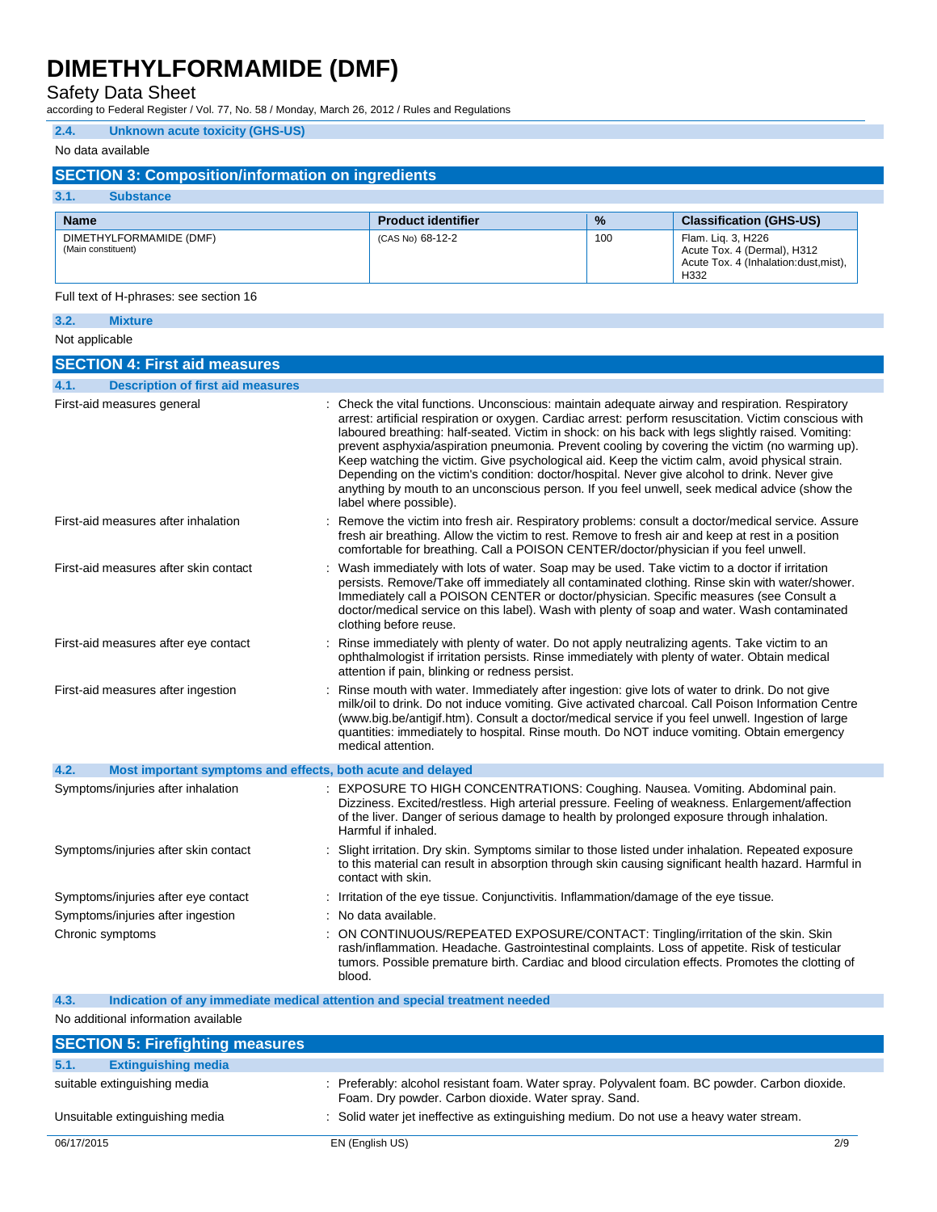### 2.4. Unknown acute toxicity (GHS-US)

No data available

## SECTION 3: Composition/information on ingredients

### 3.1. Substance

| Name | Product identifier | % | Classification (GHS-US) |
|---|---|---|---|
| DIMETHYLFORMAMIDE (DMF) (Main constituent) | (CAS No) 68-12-2 | 100 | Flam. Liq. 3, H226 Acute Tox. 4 (Dermal), H312 Acute Tox. 4 (Inhalation:dust,mist), H332 |

Full text of H-phrases: see section 16

### 3.2. Mixture

Not applicable

## SECTION 4: First aid measures

### 4.1. Description of first aid measures

First-aid measures general : Check the vital functions. Unconscious: maintain adequate airway and respiration. Respiratory arrest: artificial respiration or oxygen. Cardiac arrest: perform resuscitation. Victim conscious with laboured breathing: half-seated. Victim in shock: on his back with legs slightly raised. Vomiting: prevent asphyxia/aspiration pneumonia. Prevent cooling by covering the victim (no warming up). Keep watching the victim. Give psychological aid. Keep the victim calm, avoid physical strain. Depending on the victim's condition: doctor/hospital. Never give alcohol to drink. Never give anything by mouth to an unconscious person. If you feel unwell, seek medical advice (show the label where possible).

First-aid measures after inhalation : Remove the victim into fresh air. Respiratory problems: consult a doctor/medical service. Assure fresh air breathing. Allow the victim to rest. Remove to fresh air and keep at rest in a position comfortable for breathing. Call a POISON CENTER/doctor/physician if you feel unwell.

First-aid measures after skin contact : Wash immediately with lots of water. Soap may be used. Take victim to a doctor if irritation persists. Remove/Take off immediately all contaminated clothing. Rinse skin with water/shower. Immediately call a POISON CENTER or doctor/physician. Specific measures (see Consult a doctor/medical service on this label). Wash with plenty of soap and water. Wash contaminated clothing before reuse.

First-aid measures after eye contact : Rinse immediately with plenty of water. Do not apply neutralizing agents. Take victim to an ophthalmologist if irritation persists. Rinse immediately with plenty of water. Obtain medical attention if pain, blinking or redness persist.

First-aid measures after ingestion : Rinse mouth with water. Immediately after ingestion: give lots of water to drink. Do not give milk/oil to drink. Do not induce vomiting. Give activated charcoal. Call Poison Information Centre (www.big.be/antigif.htm). Consult a doctor/medical service if you feel unwell. Ingestion of large quantities: immediately to hospital. Rinse mouth. Do NOT induce vomiting. Obtain emergency medical attention.

### 4.2. Most important symptoms and effects, both acute and delayed

Symptoms/injuries after inhalation : EXPOSURE TO HIGH CONCENTRATIONS: Coughing. Nausea. Vomiting. Abdominal pain. Dizziness. Excited/restless. High arterial pressure. Feeling of weakness. Enlargement/affection of the liver. Danger of serious damage to health by prolonged exposure through inhalation. Harmful if inhaled.

Symptoms/injuries after skin contact : Slight irritation. Dry skin. Symptoms similar to those listed under inhalation. Repeated exposure to this material can result in absorption through skin causing significant health hazard. Harmful in contact with skin.

Symptoms/injuries after eye contact : Irritation of the eye tissue. Conjunctivitis. Inflammation/damage of the eye tissue.

Symptoms/injuries after ingestion : No data available.

Chronic symptoms : ON CONTINUOUS/REPEATED EXPOSURE/CONTACT: Tingling/irritation of the skin. Skin rash/inflammation. Headache. Gastrointestinal complaints. Loss of appetite. Risk of testicular tumors. Possible premature birth. Cardiac and blood circulation effects. Promotes the clotting of blood.

### 4.3. Indication of any immediate medical attention and special treatment needed

No additional information available

## SECTION 5: Firefighting measures

### 5.1. Extinguishing media

suitable extinguishing media : Preferably: alcohol resistant foam. Water spray. Polyvalent foam. BC powder. Carbon dioxide. Foam. Dry powder. Carbon dioxide. Water spray. Sand.

Unsuitable extinguishing media : Solid water jet ineffective as extinguishing medium. Do not use a heavy water stream.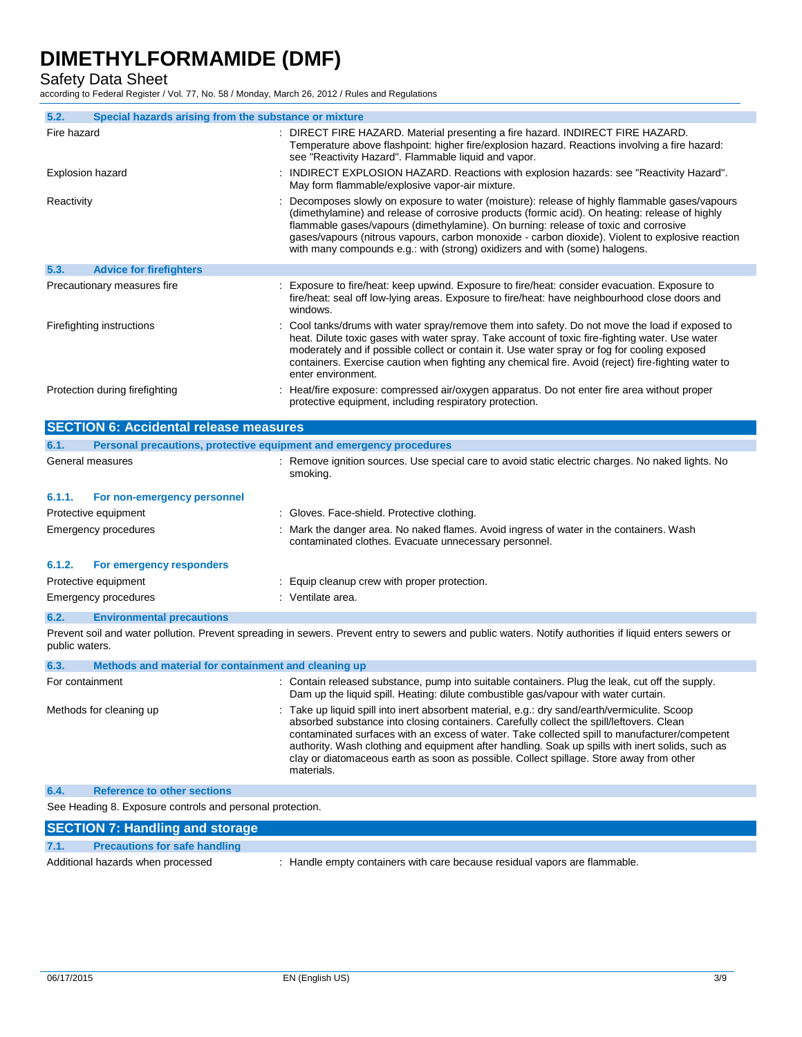### 5.2. Special hazards arising from the substance or mixture

| | |
|---|---|
| Fire hazard | : DIRECT FIRE HAZARD. Material presenting a fire hazard. INDIRECT FIRE HAZARD. Temperature above flashpoint: higher fire/explosion hazard. Reactions involving a fire hazard: see "Reactivity Hazard". Flammable liquid and vapor. |
| Explosion hazard | : INDIRECT EXPLOSION HAZARD. Reactions with explosion hazards: see "Reactivity Hazard". May form flammable/explosive vapor-air mixture. |
| Reactivity | : Decomposes slowly on exposure to water (moisture): release of highly flammable gases/vapours (dimethylamine) and release of corrosive products (formic acid). On heating: release of highly flammable gases/vapours (dimethylamine). On burning: release of toxic and corrosive gases/vapours (nitrous vapours, carbon monoxide - carbon dioxide). Violent to explosive reaction with many compounds e.g.: with (strong) oxidizers and with (some) halogens. |

### 5.3. Advice for firefighters

| | |
|---|---|
| Precautionary measures fire | : Exposure to fire/heat: keep upwind. Exposure to fire/heat: consider evacuation. Exposure to fire/heat: seal off low-lying areas. Exposure to fire/heat: have neighbourhood close doors and windows. |
| Firefighting instructions | : Cool tanks/drums with water spray/remove them into safety. Do not move the load if exposed to heat. Dilute toxic gases with water spray. Take account of toxic fire-fighting water. Use water moderately and if possible collect or contain it. Use water spray or fog for cooling exposed containers. Exercise caution when fighting any chemical fire. Avoid (reject) fire-fighting water to enter environment. |
| Protection during firefighting | : Heat/fire exposure: compressed air/oxygen apparatus. Do not enter fire area without proper protective equipment, including respiratory protection. |

## SECTION 6: Accidental release measures

### 6.1. Personal precautions, protective equipment and emergency procedures

| | |
|---|---|
| General measures | : Remove ignition sources. Use special care to avoid static electric charges. No naked lights. No smoking. |

#### 6.1.1. For non-emergency personnel

| | |
|---|---|
| Protective equipment | : Gloves. Face-shield. Protective clothing. |
| Emergency procedures | : Mark the danger area. No naked flames. Avoid ingress of water in the containers. Wash contaminated clothes. Evacuate unnecessary personnel. |

#### 6.1.2. For emergency responders

| | |
|---|---|
| Protective equipment | : Equip cleanup crew with proper protection. |
| Emergency procedures | : Ventilate area. |

### 6.2. Environmental precautions

Prevent soil and water pollution. Prevent spreading in sewers. Prevent entry to sewers and public waters. Notify authorities if liquid enters sewers or public waters.

### 6.3. Methods and material for containment and cleaning up

| | |
|---|---|
| For containment | : Contain released substance, pump into suitable containers. Plug the leak, cut off the supply. Dam up the liquid spill. Heating: dilute combustible gas/vapour with water curtain. |
| Methods for cleaning up | : Take up liquid spill into inert absorbent material, e.g.: dry sand/earth/vermiculite. Scoop absorbed substance into closing containers. Carefully collect the spill/leftovers. Clean contaminated surfaces with an excess of water. Take collected spill to manufacturer/competent authority. Wash clothing and equipment after handling. Soak up spills with inert solids, such as clay or diatomaceous earth as soon as possible. Collect spillage. Store away from other materials. |

### 6.4. Reference to other sections

See Heading 8. Exposure controls and personal protection.

## SECTION 7: Handling and storage

### 7.1. Precautions for safe handling

| | |
|---|---|
| Additional hazards when processed | : Handle empty containers with care because residual vapors are flammable. |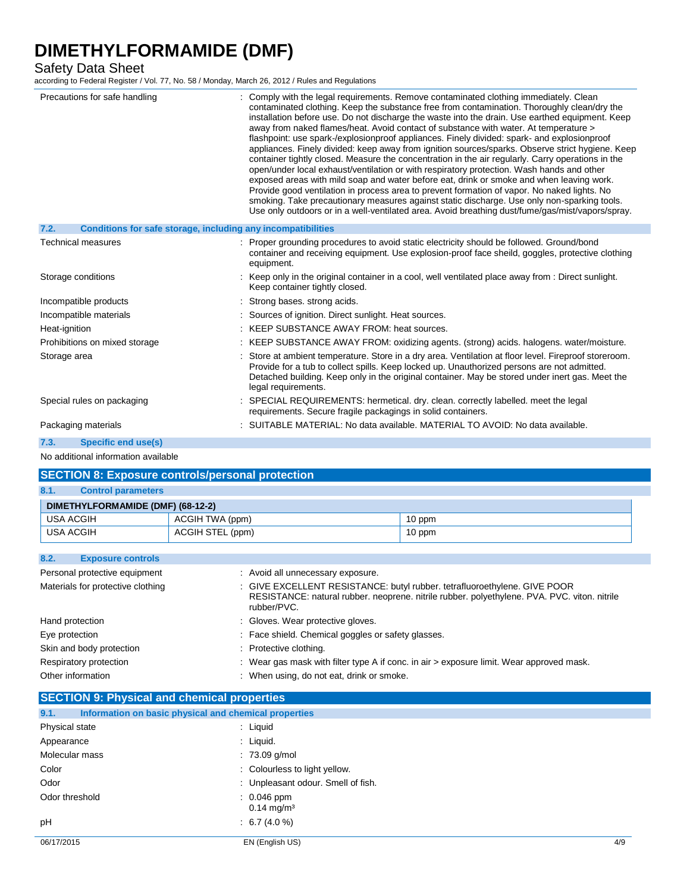| | |
|---|---|
| Precautions for safe handling | : Comply with the legal requirements. Remove contaminated clothing immediately. Clean contaminated clothing. Keep the substance free from contamination. Thoroughly clean/dry the installation before use. Do not discharge the waste into the drain. Use earthed equipment. Keep away from naked flames/heat. Avoid contact of substance with water. At temperature > flashpoint: use spark-/explosionproof appliances. Finely divided: spark- and explosionproof appliances. Finely divided: keep away from ignition sources/sparks. Observe strict hygiene. Keep container tightly closed. Measure the concentration in the air regularly. Carry operations in the open/under local exhaust/ventilation or with respiratory protection. Wash hands and other exposed areas with mild soap and water before eat, drink or smoke and when leaving work. Provide good ventilation in process area to prevent formation of vapor. No naked lights. No smoking. Take precautionary measures against static discharge. Use only non-sparking tools. Use only outdoors or in a well-ventilated area. Avoid breathing dust/fume/gas/mist/vapors/spray. |

### 7.2. Conditions for safe storage, including any incompatibilities

| | |
|---|---|
| Technical measures | : Proper grounding procedures to avoid static electricity should be followed. Ground/bond container and receiving equipment. Use explosion-proof face sheild, goggles, protective clothing equipment. |
| Storage conditions | : Keep only in the original container in a cool, well ventilated place away from : Direct sunlight. Keep container tightly closed. |
| Incompatible products | : Strong bases. strong acids. |
| Incompatible materials | : Sources of ignition. Direct sunlight. Heat sources. |
| Heat-ignition | : KEEP SUBSTANCE AWAY FROM: heat sources. |
| Prohibitions on mixed storage | : KEEP SUBSTANCE AWAY FROM: oxidizing agents. (strong) acids. halogens. water/moisture. |
| Storage area | : Store at ambient temperature. Store in a dry area. Ventilation at floor level. Fireproof storeroom. Provide for a tub to collect spills. Keep locked up. Unauthorized persons are not admitted. Detached building. Keep only in the original container. May be stored under inert gas. Meet the legal requirements. |
| Special rules on packaging | : SPECIAL REQUIREMENTS: hermetical. dry. clean. correctly labelled. meet the legal requirements. Secure fragile packagings in solid containers. |
| Packaging materials | : SUITABLE MATERIAL: No data available. MATERIAL TO AVOID: No data available. |

### 7.3. Specific end use(s)

No additional information available

## SECTION 8: Exposure controls/personal protection

### 8.1. Control parameters

| DIMETHYLFORMAMIDE (DMF) (68-12-2) | | |
|---|---|---|
| USA ACGIH | ACGIH TWA (ppm) | 10 ppm |
| USA ACGIH | ACGIH STEL (ppm) | 10 ppm |

### 8.2. Exposure controls

| | |
|---|---|
| Personal protective equipment | : Avoid all unnecessary exposure. |
| Materials for protective clothing | : GIVE EXCELLENT RESISTANCE: butyl rubber. tetrafluoroethylene. GIVE POOR RESISTANCE: natural rubber. neoprene. nitrile rubber. polyethylene. PVA. PVC. viton. nitrile rubber/PVC. |
| Hand protection | : Gloves. Wear protective gloves. |
| Eye protection | : Face shield. Chemical goggles or safety glasses. |
| Skin and body protection | : Protective clothing. |
| Respiratory protection | : Wear gas mask with filter type A if conc. in air > exposure limit. Wear approved mask. |
| Other information | : When using, do not eat, drink or smoke. |

## SECTION 9: Physical and chemical properties

### 9.1. Information on basic physical and chemical properties

| | |
|---|---|
| Physical state | : Liquid |
| Appearance | : Liquid. |
| Molecular mass | : 73.09 g/mol |
| Color | : Colourless to light yellow. |
| Odor | : Unpleasant odour. Smell of fish. |
| Odor threshold | : 0.046 ppm<br>0.14 mg/m³ |
| pH | : 6.7 (4.0 %) |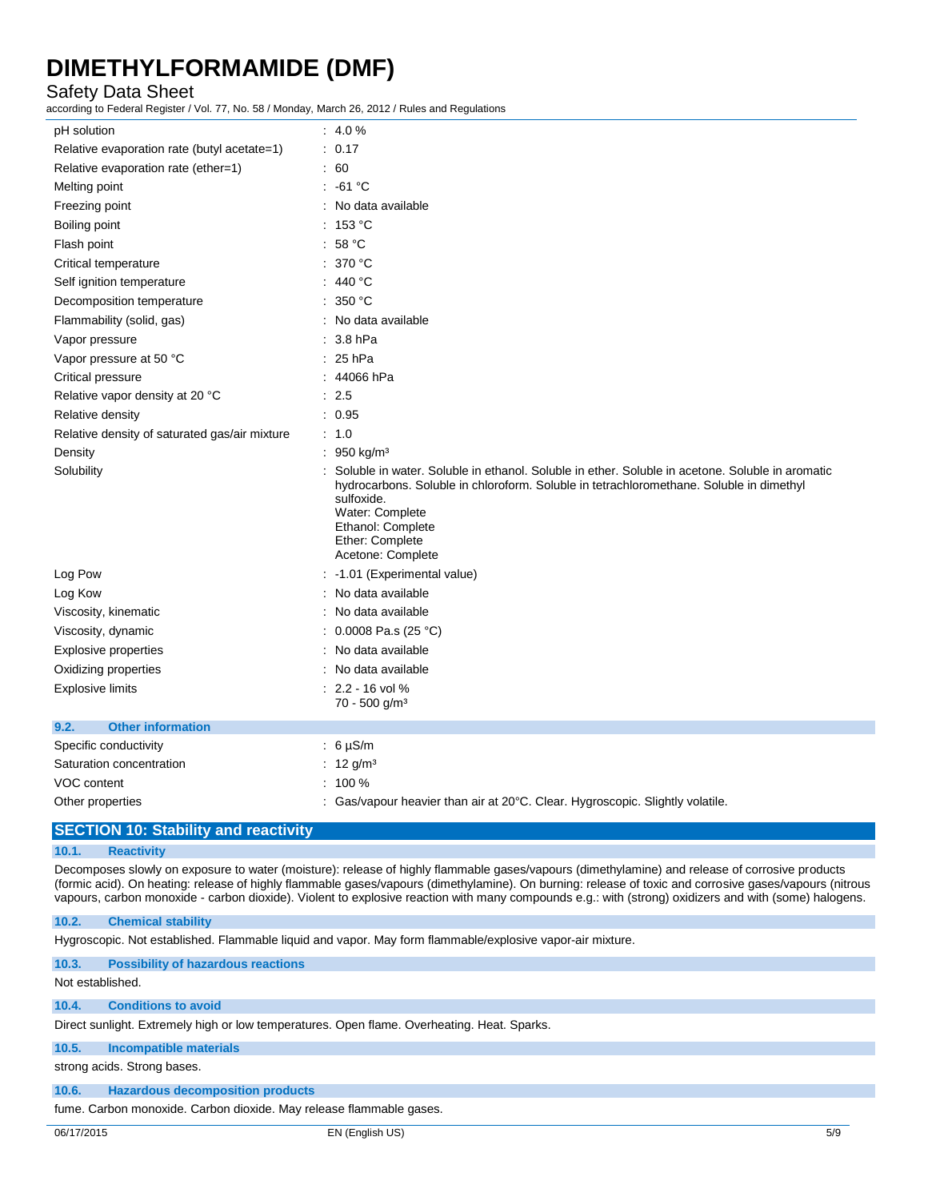| | |
|---|---|
| pH solution | : 4.0 % |
| Relative evaporation rate (butyl acetate=1) | : 0.17 |
| Relative evaporation rate (ether=1) | : 60 |
| Melting point | : -61 °C |
| Freezing point | : No data available |
| Boiling point | : 153 °C |
| Flash point | : 58 °C |
| Critical temperature | : 370 °C |
| Self ignition temperature | : 440 °C |
| Decomposition temperature | : 350 °C |
| Flammability (solid, gas) | : No data available |
| Vapor pressure | : 3.8 hPa |
| Vapor pressure at 50 °C | : 25 hPa |
| Critical pressure | : 44066 hPa |
| Relative vapor density at 20 °C | : 2.5 |
| Relative density | : 0.95 |
| Relative density of saturated gas/air mixture | : 1.0 |
| Density | : 950 kg/m³ |
| Solubility | : Soluble in water. Soluble in ethanol. Soluble in ether. Soluble in acetone. Soluble in aromatic hydrocarbons. Soluble in chloroform. Soluble in tetrachloromethane. Soluble in dimethyl sulfoxide. Water: Complete Ethanol: Complete Ether: Complete Acetone: Complete |
| Log Pow | : -1.01 (Experimental value) |
| Log Kow | : No data available |
| Viscosity, kinematic | : No data available |
| Viscosity, dynamic | : 0.0008 Pa.s (25 °C) |
| Explosive properties | : No data available |
| Oxidizing properties | : No data available |
| Explosive limits | : 2.2 - 16 vol % 70 - 500 g/m³ |

### 9.2. Other information

| | |
|---|---|
| Specific conductivity | : 6 µS/m |
| Saturation concentration | : 12 g/m³ |
| VOC content | : 100 % |
| Other properties | : Gas/vapour heavier than air at 20°C. Clear. Hygroscopic. Slightly volatile. |

## SECTION 10: Stability and reactivity

### 10.1. Reactivity

Decomposes slowly on exposure to water (moisture): release of highly flammable gases/vapours (dimethylamine) and release of corrosive products (formic acid). On heating: release of highly flammable gases/vapours (dimethylamine). On burning: release of toxic and corrosive gases/vapours (nitrous vapours, carbon monoxide - carbon dioxide). Violent to explosive reaction with many compounds e.g.: with (strong) oxidizers and with (some) halogens.

### 10.2. Chemical stability

Hygroscopic. Not established. Flammable liquid and vapor. May form flammable/explosive vapor-air mixture.

### 10.3. Possibility of hazardous reactions

Not established.

### 10.4. Conditions to avoid

Direct sunlight. Extremely high or low temperatures. Open flame. Overheating. Heat. Sparks.

### 10.5. Incompatible materials

strong acids. Strong bases.

### 10.6. Hazardous decomposition products

fume. Carbon monoxide. Carbon dioxide. May release flammable gases.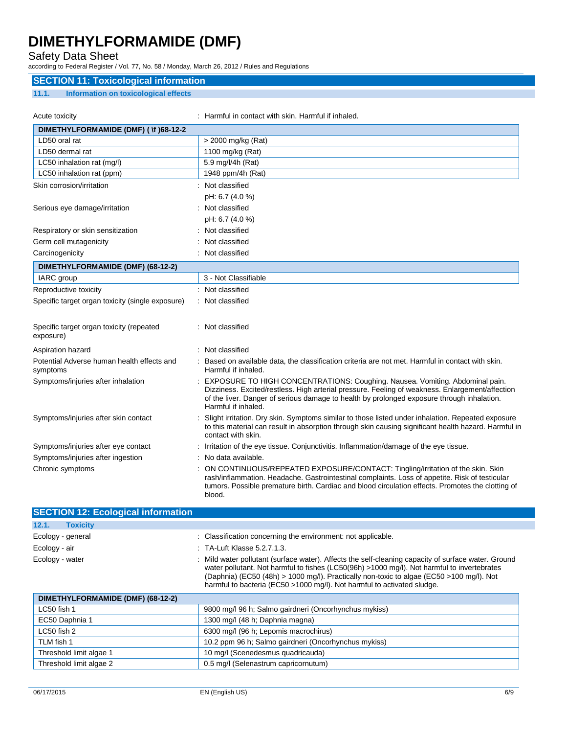## SECTION 11: Toxicological information

### 11.1. Information on toxicological effects

Acute toxicity : Harmful in contact with skin. Harmful if inhaled.

| DIMETHYLFORMAMIDE (DMF) ( \f )68-12-2 | |
|---|---|
| LD50 oral rat | > 2000 mg/kg (Rat) |
| LD50 dermal rat | 1100 mg/kg (Rat) |
| LC50 inhalation rat (mg/l) | 5.9 mg/l/4h (Rat) |
| LC50 inhalation rat (ppm) | 1948 ppm/4h (Rat) |

Skin corrosion/irritation : Not classified

pH: 6.7 (4.0 %)

Serious eye damage/irritation : Not classified

pH: 6.7 (4.0 %)

Respiratory or skin sensitization : Not classified

Germ cell mutagenicity : Not classified

Carcinogenicity : Not classified

| DIMETHYLFORMAMIDE (DMF) (68-12-2) | |
|---|---|
| IARC group | 3 - Not Classifiable |

Reproductive toxicity : Not classified

Specific target organ toxicity (single exposure) : Not classified

Specific target organ toxicity (repeated exposure) : Not classified

Aspiration hazard : Not classified

Potential Adverse human health effects and symptoms : Based on available data, the classification criteria are not met. Harmful in contact with skin. Harmful if inhaled.

Symptoms/injuries after inhalation : EXPOSURE TO HIGH CONCENTRATIONS: Coughing. Nausea. Vomiting. Abdominal pain. Dizziness. Excited/restless. High arterial pressure. Feeling of weakness. Enlargement/affection of the liver. Danger of serious damage to health by prolonged exposure through inhalation. Harmful if inhaled.

Symptoms/injuries after skin contact : Slight irritation. Dry skin. Symptoms similar to those listed under inhalation. Repeated exposure to this material can result in absorption through skin causing significant health hazard. Harmful in contact with skin.

Symptoms/injuries after eye contact : Irritation of the eye tissue. Conjunctivitis. Inflammation/damage of the eye tissue.

Symptoms/injuries after ingestion : No data available.

Chronic symptoms : ON CONTINUOUS/REPEATED EXPOSURE/CONTACT: Tingling/irritation of the skin. Skin rash/inflammation. Headache. Gastrointestinal complaints. Loss of appetite. Risk of testicular tumors. Possible premature birth. Cardiac and blood circulation effects. Promotes the clotting of blood.

## SECTION 12: Ecological information

### 12.1. Toxicity

Ecology - general : Classification concerning the environment: not applicable.

Ecology - air : TA-Luft Klasse 5.2.7.1.3.

Ecology - water : Mild water pollutant (surface water). Affects the self-cleaning capacity of surface water. Ground water pollutant. Not harmful to fishes (LC50(96h) >1000 mg/l). Not harmful to invertebrates (Daphnia) (EC50 (48h) > 1000 mg/l). Practically non-toxic to algae (EC50 >100 mg/l). Not harmful to bacteria (EC50 >1000 mg/l). Not harmful to activated sludge.

| DIMETHYLFORMAMIDE (DMF) (68-12-2) | |
|---|---|
| LC50 fish 1 | 9800 mg/l 96 h; Salmo gairdneri (Oncorhynchus mykiss) |
| EC50 Daphnia 1 | 1300 mg/l (48 h; Daphnia magna) |
| LC50 fish 2 | 6300 mg/l (96 h; Lepomis macrochirus) |
| TLM fish 1 | 10.2 ppm 96 h; Salmo gairdneri (Oncorhynchus mykiss) |
| Threshold limit algae 1 | 10 mg/l (Scenedesmus quadricauda) |
| Threshold limit algae 2 | 0.5 mg/l (Selenastrum capricornutum) |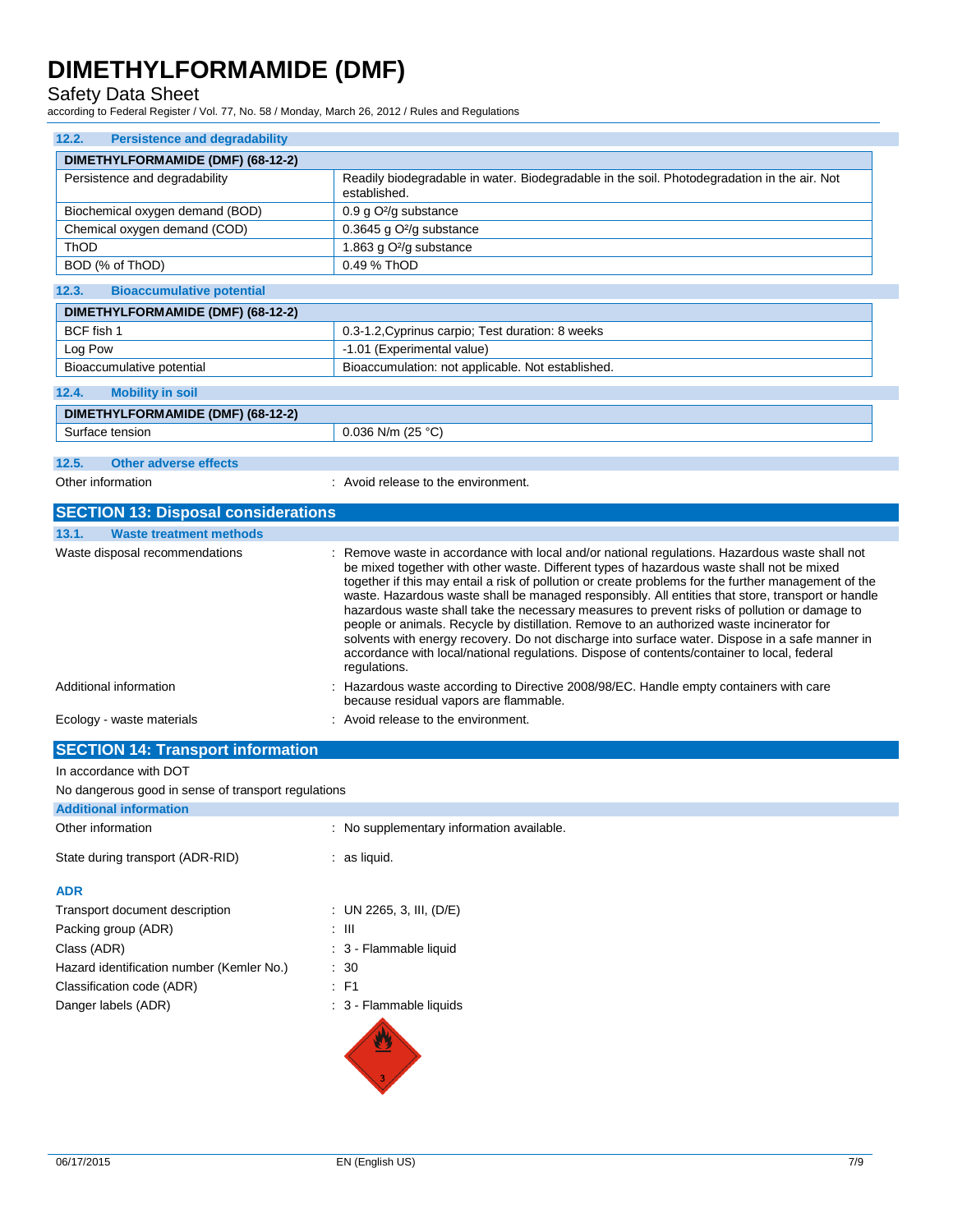### 12.2. Persistence and degradability

| DIMETHYLFORMAMIDE (DMF) (68-12-2) | |
|---|---|
| Persistence and degradability | Readily biodegradable in water. Biodegradable in the soil. Photodegradation in the air. Not established. |
| Biochemical oxygen demand (BOD) | 0.9 g $O^2$/g substance |
| Chemical oxygen demand (COD) | 0.3645 g $O^2$/g substance |
| ThOD | 1.863 g $O^2$/g substance |
| BOD (% of ThOD) | 0.49 % ThOD |

### 12.3. Bioaccumulative potential

| DIMETHYLFORMAMIDE (DMF) (68-12-2) | |
|---|---|
| BCF fish 1 | 0.3-1.2,Cyprinus carpio; Test duration: 8 weeks |
| Log Pow | -1.01 (Experimental value) |
| Bioaccumulative potential | Bioaccumulation: not applicable. Not established. |

### 12.4. Mobility in soil

| DIMETHYLFORMAMIDE (DMF) (68-12-2) | |
|---|---|
| Surface tension | 0.036 N/m (25 °C) |

### 12.5. Other adverse effects

Other information : Avoid release to the environment.

## SECTION 13: Disposal considerations

### 13.1. Waste treatment methods

Waste disposal recommendations : Remove waste in accordance with local and/or national regulations. Hazardous waste shall not be mixed together with other waste. Different types of hazardous waste shall not be mixed together if this may entail a risk of pollution or create problems for the further management of the waste. Hazardous waste shall be managed responsibly. All entities that store, transport or handle hazardous waste shall take the necessary measures to prevent risks of pollution or damage to people or animals. Recycle by distillation. Remove to an authorized waste incinerator for solvents with energy recovery. Do not discharge into surface water. Dispose in a safe manner in accordance with local/national regulations. Dispose of contents/container to local, federal regulations.

Additional information : Hazardous waste according to Directive 2008/98/EC. Handle empty containers with care because residual vapors are flammable.

Ecology - waste materials : Avoid release to the environment.

## SECTION 14: Transport information

In accordance with DOT

No dangerous good in sense of transport regulations

### Additional information

Other information : No supplementary information available.

State during transport (ADR-RID) : as liquid.

**ADR**

Transport document description : UN 2265, 3, III, (D/E)

Packing group (ADR) : III

Class (ADR) : 3 - Flammable liquid

Hazard identification number (Kemler No.) : 30

Classification code (ADR) : F1

Danger labels (ADR) : 3 - Flammable liquids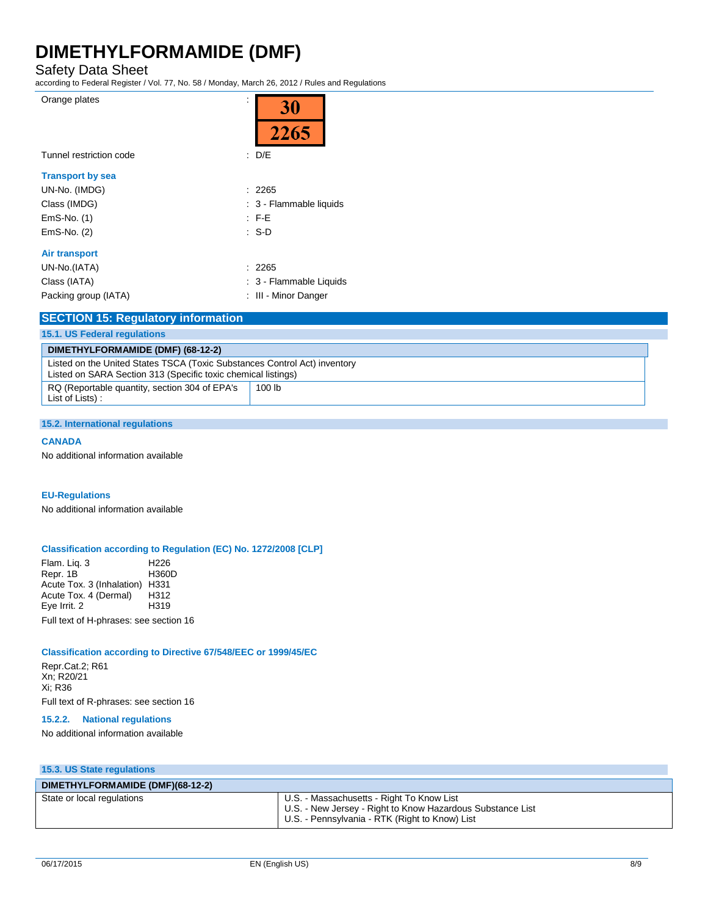| | |
|---|---|
| Orange plates | : 30 / 2265 |
| Tunnel restriction code | : D/E |

**Transport by sea**

| | |
|---|---|
| UN-No. (IMDG) | : 2265 |
| Class (IMDG) | : 3 - Flammable liquids |
| EmS-No. (1) | : F-E |
| EmS-No. (2) | : S-D |

**Air transport**

| | |
|---|---|
| UN-No.(IATA) | : 2265 |
| Class (IATA) | : 3 - Flammable Liquids |
| Packing group (IATA) | : III - Minor Danger |

## SECTION 15: Regulatory information

### 15.1. US Federal regulations

| DIMETHYLFORMAMIDE (DMF) (68-12-2) | |
|---|---|
| Listed on the United States TSCA (Toxic Substances Control Act) inventory<br>Listed on SARA Section 313 (Specific toxic chemical listings) | |
| RQ (Reportable quantity, section 304 of EPA's List of Lists) : | 100 lb |

### 15.2. International regulations

**CANADA**

No additional information available

**EU-Regulations**

No additional information available

**Classification according to Regulation (EC) No. 1272/2008 [CLP]**

| | |
|---|---|
| Flam. Liq. 3 | H226 |
| Repr. 1B | H360D |
| Acute Tox. 3 (Inhalation) | H331 |
| Acute Tox. 4 (Dermal) | H312 |
| Eye Irrit. 2 | H319 |

Full text of H-phrases: see section 16

**Classification according to Directive 67/548/EEC or 1999/45/EC**

Repr.Cat.2; R61
Xn; R20/21
Xi; R36

Full text of R-phrases: see section 16

#### 15.2.2. National regulations

No additional information available

### 15.3. US State regulations

| DIMETHYLFORMAMIDE (DMF)(68-12-2) | |
|---|---|
| State or local regulations | U.S. - Massachusetts - Right To Know List<br>U.S. - New Jersey - Right to Know Hazardous Substance List<br>U.S. - Pennsylvania - RTK (Right to Know) List |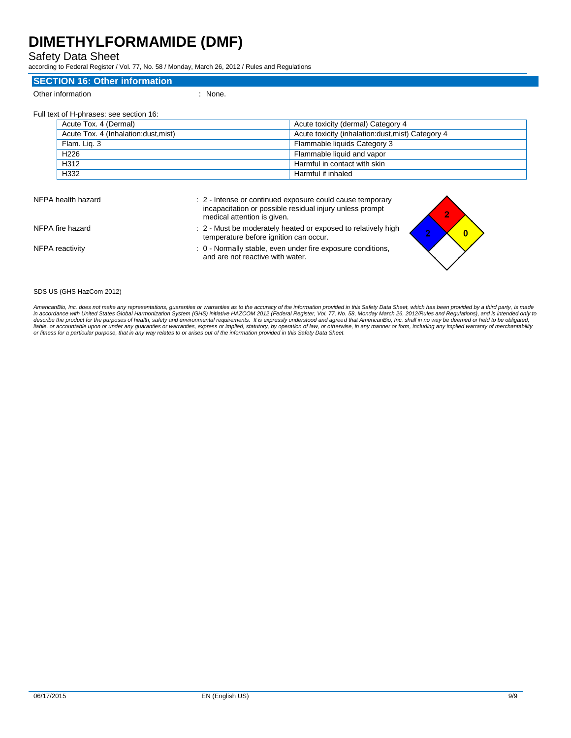## SECTION 16: Other information

Other information : None.

Full text of H-phrases: see section 16:

| | |
|---|---|
| Acute Tox. 4 (Dermal) | Acute toxicity (dermal) Category 4 |
| Acute Tox. 4 (Inhalation:dust,mist) | Acute toxicity (inhalation:dust,mist) Category 4 |
| Flam. Liq. 3 | Flammable liquids Category 3 |
| H226 | Flammable liquid and vapor |
| H312 | Harmful in contact with skin |
| H332 | Harmful if inhaled |

NFPA health hazard : 2 - Intense or continued exposure could cause temporary incapacitation or possible residual injury unless prompt medical attention is given.

NFPA fire hazard : 2 - Must be moderately heated or exposed to relatively high temperature before ignition can occur.

NFPA reactivity : 0 - Normally stable, even under fire exposure conditions, and are not reactive with water.

2

2

0

SDS US (GHS HazCom 2012)

*AmericanBio, Inc. does not make any representations, guaranties or warranties as to the accuracy of the information provided in this Safety Data Sheet, which has been provided by a third party, is made in accordance with United States Global Harmonization System (GHS) initiative HAZCOM 2012 (Federal Register, Vol. 77, No. 58, Monday March 26, 2012/Rules and Regulations), and is intended only to describe the product for the purposes of health, safety and environmental requirements. It is expressly understood and agreed that AmericanBio, Inc. shall in no way be deemed or held to be obligated, liable, or accountable upon or under any guaranties or warranties, express or implied, statutory, by operation of law, or otherwise, in any manner or form, including any implied warranty of merchantability or fitness for a particular purpose, that in any way relates to or arises out of the information provided in this Safety Data Sheet.*